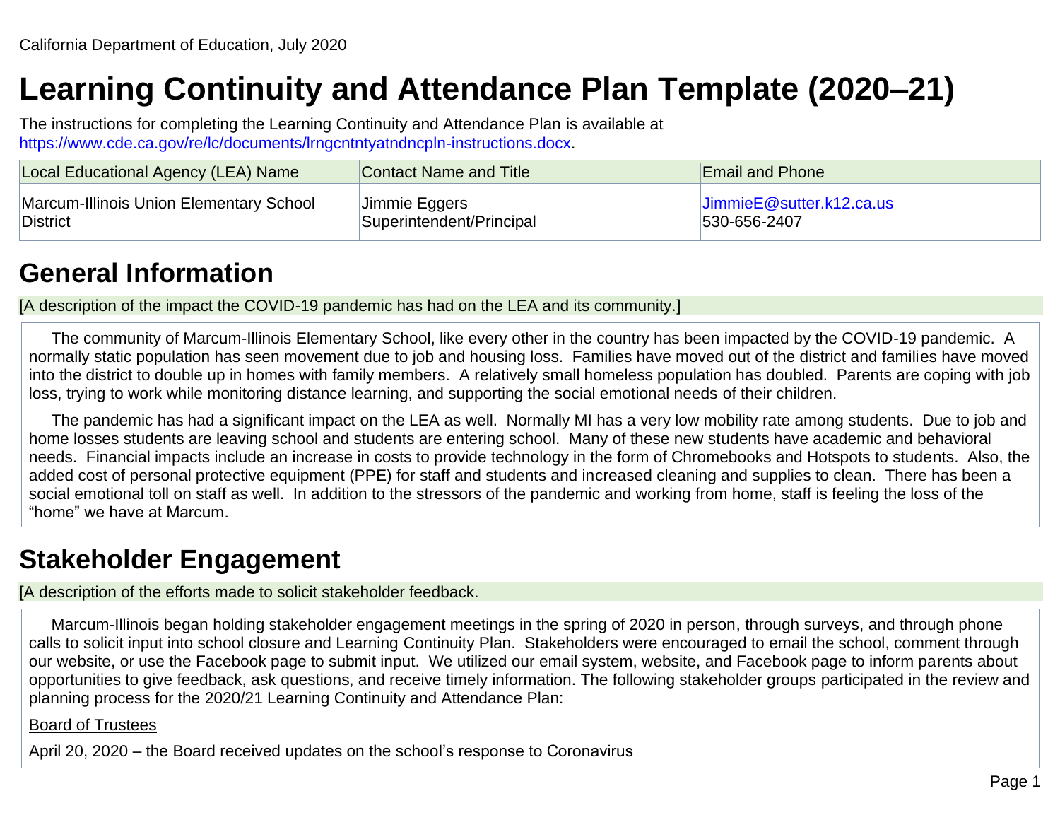California Department of Education, July 2020

# Learning Continuity and Attendance Plan Template (2020–21)

The instructions for completing the Learning Continuity and Attendance Plan is available at https://www.cde.ca.gov/re/lc/documents/lrngcntntyatndncpln-instructions.docx.

| Local Educational Agency (LEA) Name | Contact Name and Title | Email and Phone |
| --- | --- | --- |
| Marcum-Illinois Union Elementary School District | Jimmie Eggers<br>Superintendent/Principal | JimmieE@sutter.k12.ca.us<br>530-656-2407 |

## General Information

[A description of the impact the COVID-19 pandemic has had on the LEA and its community.]

The community of Marcum-Illinois Elementary School, like every other in the country has been impacted by the COVID-19 pandemic. A normally static population has seen movement due to job and housing loss. Families have moved out of the district and families have moved into the district to double up in homes with family members. A relatively small homeless population has doubled. Parents are coping with job loss, trying to work while monitoring distance learning, and supporting the social emotional needs of their children.

The pandemic has had a significant impact on the LEA as well. Normally MI has a very low mobility rate among students. Due to job and home losses students are leaving school and students are entering school. Many of these new students have academic and behavioral needs. Financial impacts include an increase in costs to provide technology in the form of Chromebooks and Hotspots to students. Also, the added cost of personal protective equipment (PPE) for staff and students and increased cleaning and supplies to clean. There has been a social emotional toll on staff as well. In addition to the stressors of the pandemic and working from home, staff is feeling the loss of the "home" we have at Marcum.

## Stakeholder Engagement

[A description of the efforts made to solicit stakeholder feedback.

Marcum-Illinois began holding stakeholder engagement meetings in the spring of 2020 in person, through surveys, and through phone calls to solicit input into school closure and Learning Continuity Plan. Stakeholders were encouraged to email the school, comment through our website, or use the Facebook page to submit input. We utilized our email system, website, and Facebook page to inform parents about opportunities to give feedback, ask questions, and receive timely information. The following stakeholder groups participated in the review and planning process for the 2020/21 Learning Continuity and Attendance Plan:

Board of Trustees

April 20, 2020 – the Board received updates on the school's response to Coronavirus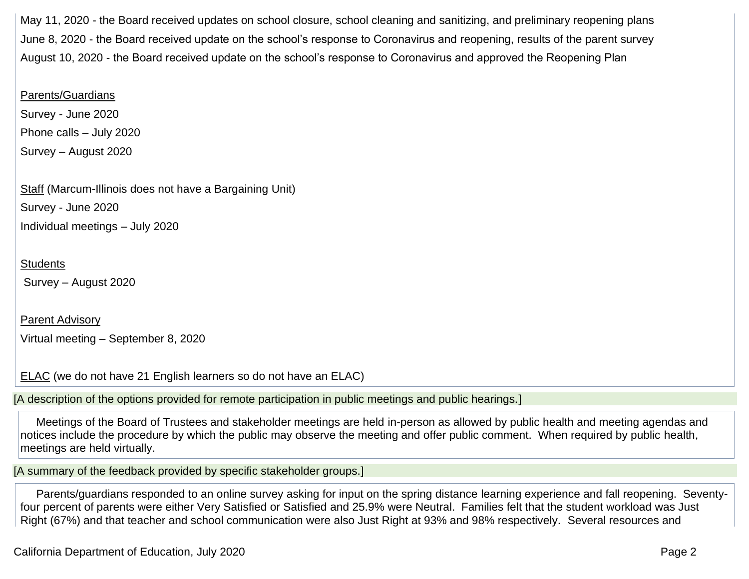May 11, 2020 - the Board received updates on school closure, school cleaning and sanitizing, and preliminary reopening plans

June 8, 2020 - the Board received update on the school's response to Coronavirus and reopening, results of the parent survey

August 10, 2020 - the Board received update on the school's response to Coronavirus and approved the Reopening Plan

Parents/Guardians

Survey - June 2020

Phone calls – July 2020

Survey – August 2020

Staff (Marcum-Illinois does not have a Bargaining Unit)

Survey - June 2020

Individual meetings – July 2020

Students

Survey – August 2020

Parent Advisory

Virtual meeting – September 8, 2020

ELAC (we do not have 21 English learners so do not have an ELAC)

[A description of the options provided for remote participation in public meetings and public hearings.]

Meetings of the Board of Trustees and stakeholder meetings are held in-person as allowed by public health and meeting agendas and notices include the procedure by which the public may observe the meeting and offer public comment. When required by public health, meetings are held virtually.

[A summary of the feedback provided by specific stakeholder groups.]

Parents/guardians responded to an online survey asking for input on the spring distance learning experience and fall reopening. Seventy-four percent of parents were either Very Satisfied or Satisfied and 25.9% were Neutral. Families felt that the student workload was Just Right (67%) and that teacher and school communication were also Just Right at 93% and 98% respectively. Several resources and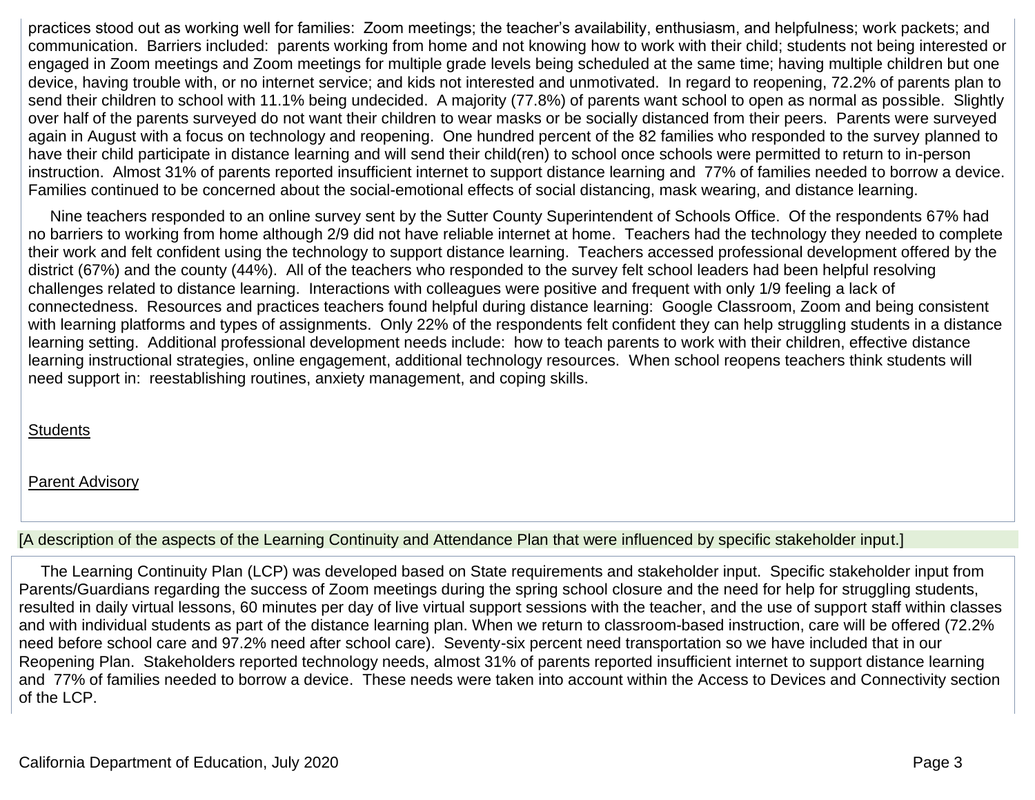practices stood out as working well for families: Zoom meetings; the teacher's availability, enthusiasm, and helpfulness; work packets; and communication. Barriers included: parents working from home and not knowing how to work with their child; students not being interested or engaged in Zoom meetings and Zoom meetings for multiple grade levels being scheduled at the same time; having multiple children but one device, having trouble with, or no internet service; and kids not interested and unmotivated. In regard to reopening, 72.2% of parents plan to send their children to school with 11.1% being undecided. A majority (77.8%) of parents want school to open as normal as possible. Slightly over half of the parents surveyed do not want their children to wear masks or be socially distanced from their peers. Parents were surveyed again in August with a focus on technology and reopening. One hundred percent of the 82 families who responded to the survey planned to have their child participate in distance learning and will send their child(ren) to school once schools were permitted to return to in-person instruction. Almost 31% of parents reported insufficient internet to support distance learning and 77% of families needed to borrow a device. Families continued to be concerned about the social-emotional effects of social distancing, mask wearing, and distance learning.

Nine teachers responded to an online survey sent by the Sutter County Superintendent of Schools Office. Of the respondents 67% had no barriers to working from home although 2/9 did not have reliable internet at home. Teachers had the technology they needed to complete their work and felt confident using the technology to support distance learning. Teachers accessed professional development offered by the district (67%) and the county (44%). All of the teachers who responded to the survey felt school leaders had been helpful resolving challenges related to distance learning. Interactions with colleagues were positive and frequent with only 1/9 feeling a lack of connectedness. Resources and practices teachers found helpful during distance learning: Google Classroom, Zoom and being consistent with learning platforms and types of assignments. Only 22% of the respondents felt confident they can help struggling students in a distance learning setting. Additional professional development needs include: how to teach parents to work with their children, effective distance learning instructional strategies, online engagement, additional technology resources. When school reopens teachers think students will need support in: reestablishing routines, anxiety management, and coping skills.

<u>Students</u>

<u>Parent Advisory</u>

[A description of the aspects of the Learning Continuity and Attendance Plan that were influenced by specific stakeholder input.]

The Learning Continuity Plan (LCP) was developed based on State requirements and stakeholder input. Specific stakeholder input from Parents/Guardians regarding the success of Zoom meetings during the spring school closure and the need for help for struggling students, resulted in daily virtual lessons, 60 minutes per day of live virtual support sessions with the teacher, and the use of support staff within classes and with individual students as part of the distance learning plan. When we return to classroom-based instruction, care will be offered (72.2% need before school care and 97.2% need after school care). Seventy-six percent need transportation so we have included that in our Reopening Plan. Stakeholders reported technology needs, almost 31% of parents reported insufficient internet to support distance learning and 77% of families needed to borrow a device. These needs were taken into account within the Access to Devices and Connectivity section of the LCP.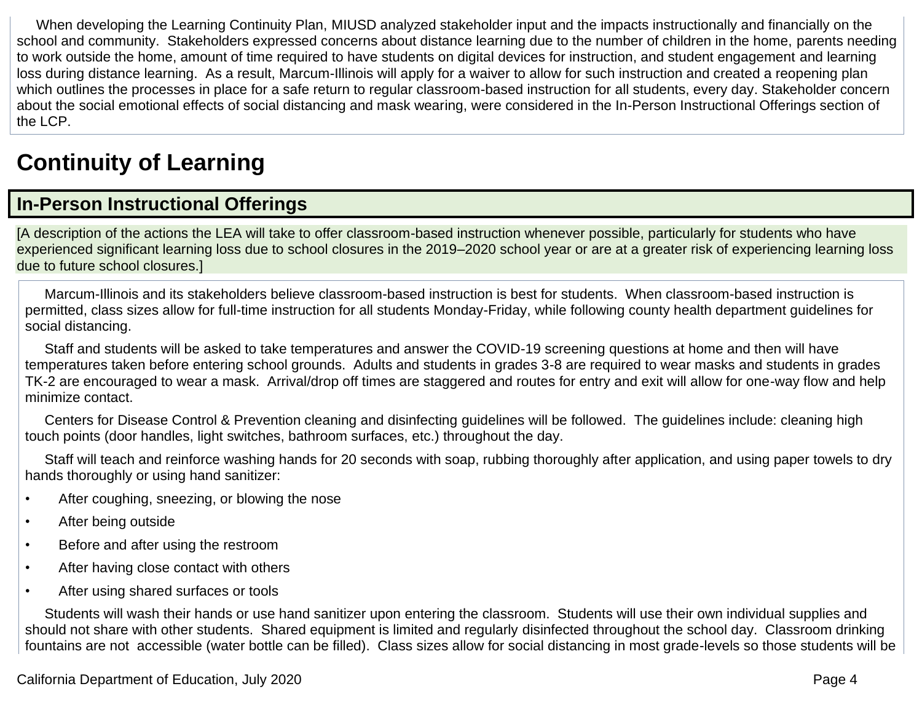When developing the Learning Continuity Plan, MIUSD analyzed stakeholder input and the impacts instructionally and financially on the school and community. Stakeholders expressed concerns about distance learning due to the number of children in the home, parents needing to work outside the home, amount of time required to have students on digital devices for instruction, and student engagement and learning loss during distance learning. As a result, Marcum-Illinois will apply for a waiver to allow for such instruction and created a reopening plan which outlines the processes in place for a safe return to regular classroom-based instruction for all students, every day. Stakeholder concern about the social emotional effects of social distancing and mask wearing, were considered in the In-Person Instructional Offerings section of the LCP.

# Continuity of Learning

## In-Person Instructional Offerings

[A description of the actions the LEA will take to offer classroom-based instruction whenever possible, particularly for students who have experienced significant learning loss due to school closures in the 2019–2020 school year or are at a greater risk of experiencing learning loss due to future school closures.]

Marcum-Illinois and its stakeholders believe classroom-based instruction is best for students. When classroom-based instruction is permitted, class sizes allow for full-time instruction for all students Monday-Friday, while following county health department guidelines for social distancing.

Staff and students will be asked to take temperatures and answer the COVID-19 screening questions at home and then will have temperatures taken before entering school grounds. Adults and students in grades 3-8 are required to wear masks and students in grades TK-2 are encouraged to wear a mask. Arrival/drop off times are staggered and routes for entry and exit will allow for one-way flow and help minimize contact.

Centers for Disease Control & Prevention cleaning and disinfecting guidelines will be followed. The guidelines include: cleaning high touch points (door handles, light switches, bathroom surfaces, etc.) throughout the day.

Staff will teach and reinforce washing hands for 20 seconds with soap, rubbing thoroughly after application, and using paper towels to dry hands thoroughly or using hand sanitizer:

- After coughing, sneezing, or blowing the nose
- After being outside
- Before and after using the restroom
- After having close contact with others
- After using shared surfaces or tools

Students will wash their hands or use hand sanitizer upon entering the classroom. Students will use their own individual supplies and should not share with other students. Shared equipment is limited and regularly disinfected throughout the school day. Classroom drinking fountains are not accessible (water bottle can be filled). Class sizes allow for social distancing in most grade-levels so those students will be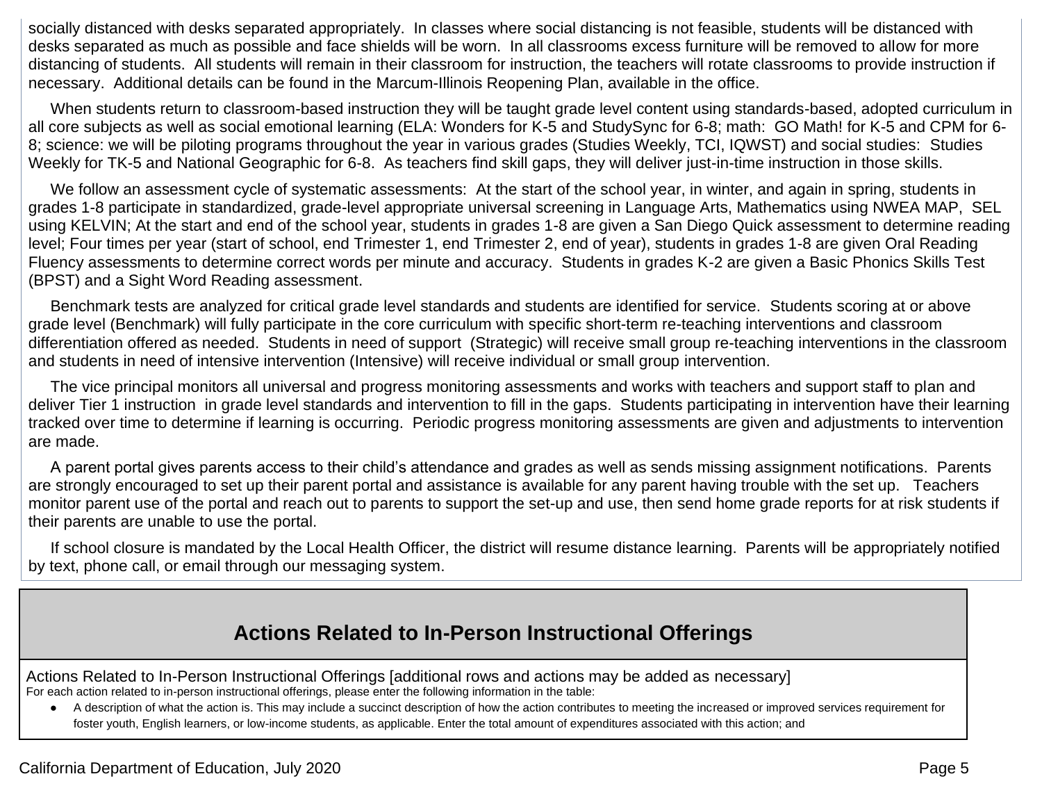socially distanced with desks separated appropriately. In classes where social distancing is not feasible, students will be distanced with desks separated as much as possible and face shields will be worn. In all classrooms excess furniture will be removed to allow for more distancing of students. All students will remain in their classroom for instruction, the teachers will rotate classrooms to provide instruction if necessary. Additional details can be found in the Marcum-Illinois Reopening Plan, available in the office.

When students return to classroom-based instruction they will be taught grade level content using standards-based, adopted curriculum in all core subjects as well as social emotional learning (ELA: Wonders for K-5 and StudySync for 6-8; math: GO Math! for K-5 and CPM for 6-8; science: we will be piloting programs throughout the year in various grades (Studies Weekly, TCI, IQWST) and social studies: Studies Weekly for TK-5 and National Geographic for 6-8. As teachers find skill gaps, they will deliver just-in-time instruction in those skills.

We follow an assessment cycle of systematic assessments: At the start of the school year, in winter, and again in spring, students in grades 1-8 participate in standardized, grade-level appropriate universal screening in Language Arts, Mathematics using NWEA MAP, SEL using KELVIN; At the start and end of the school year, students in grades 1-8 are given a San Diego Quick assessment to determine reading level; Four times per year (start of school, end Trimester 1, end Trimester 2, end of year), students in grades 1-8 are given Oral Reading Fluency assessments to determine correct words per minute and accuracy. Students in grades K-2 are given a Basic Phonics Skills Test (BPST) and a Sight Word Reading assessment.

Benchmark tests are analyzed for critical grade level standards and students are identified for service. Students scoring at or above grade level (Benchmark) will fully participate in the core curriculum with specific short-term re-teaching interventions and classroom differentiation offered as needed. Students in need of support (Strategic) will receive small group re-teaching interventions in the classroom and students in need of intensive intervention (Intensive) will receive individual or small group intervention.

The vice principal monitors all universal and progress monitoring assessments and works with teachers and support staff to plan and deliver Tier 1 instruction in grade level standards and intervention to fill in the gaps. Students participating in intervention have their learning tracked over time to determine if learning is occurring. Periodic progress monitoring assessments are given and adjustments to intervention are made.

A parent portal gives parents access to their child's attendance and grades as well as sends missing assignment notifications. Parents are strongly encouraged to set up their parent portal and assistance is available for any parent having trouble with the set up. Teachers monitor parent use of the portal and reach out to parents to support the set-up and use, then send home grade reports for at risk students if their parents are unable to use the portal.

If school closure is mandated by the Local Health Officer, the district will resume distance learning. Parents will be appropriately notified by text, phone call, or email through our messaging system.

## Actions Related to In-Person Instructional Offerings

Actions Related to In-Person Instructional Offerings [additional rows and actions may be added as necessary]

For each action related to in-person instructional offerings, please enter the following information in the table:

- A description of what the action is. This may include a succinct description of how the action contributes to meeting the increased or improved services requirement for foster youth, English learners, or low-income students, as applicable. Enter the total amount of expenditures associated with this action; and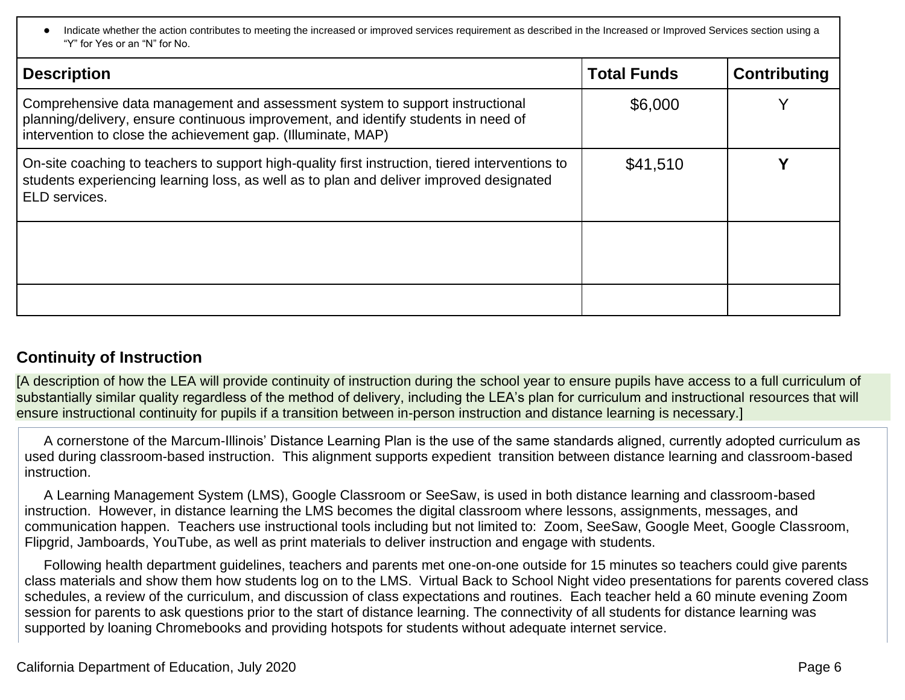- Indicate whether the action contributes to meeting the increased or improved services requirement as described in the Increased or Improved Services section using a "Y" for Yes or an "N" for No.

| Description | Total Funds | Contributing |
|---|---|---|
| Comprehensive data management and assessment system to support instructional planning/delivery, ensure continuous improvement, and identify students in need of intervention to close the achievement gap. (Illuminate, MAP) | $6,000 | Y |
| On-site coaching to teachers to support high-quality first instruction, tiered interventions to students experiencing learning loss, as well as to plan and deliver improved designated ELD services. | $41,510 | **Y** |
| | | |
| | | |

## Continuity of Instruction

[A description of how the LEA will provide continuity of instruction during the school year to ensure pupils have access to a full curriculum of substantially similar quality regardless of the method of delivery, including the LEA's plan for curriculum and instructional resources that will ensure instructional continuity for pupils if a transition between in-person instruction and distance learning is necessary.]

A cornerstone of the Marcum-Illinois' Distance Learning Plan is the use of the same standards aligned, currently adopted curriculum as used during classroom-based instruction. This alignment supports expedient transition between distance learning and classroom-based instruction.

A Learning Management System (LMS), Google Classroom or SeeSaw, is used in both distance learning and classroom-based instruction. However, in distance learning the LMS becomes the digital classroom where lessons, assignments, messages, and communication happen. Teachers use instructional tools including but not limited to: Zoom, SeeSaw, Google Meet, Google Classroom, Flipgrid, Jamboards, YouTube, as well as print materials to deliver instruction and engage with students.

Following health department guidelines, teachers and parents met one-on-one outside for 15 minutes so teachers could give parents class materials and show them how students log on to the LMS. Virtual Back to School Night video presentations for parents covered class schedules, a review of the curriculum, and discussion of class expectations and routines. Each teacher held a 60 minute evening Zoom session for parents to ask questions prior to the start of distance learning. The connectivity of all students for distance learning was supported by loaning Chromebooks and providing hotspots for students without adequate internet service.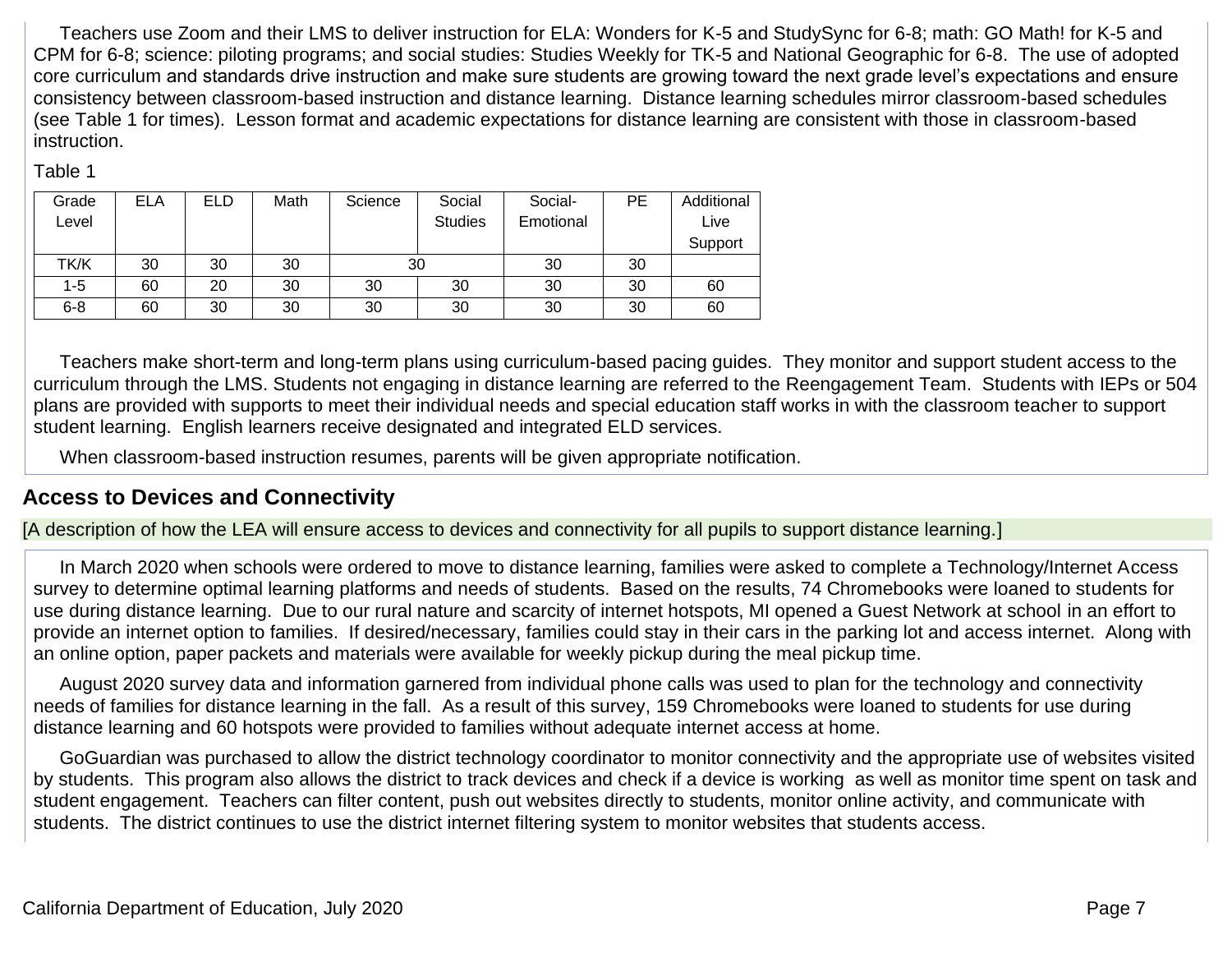Teachers use Zoom and their LMS to deliver instruction for ELA: Wonders for K-5 and StudySync for 6-8; math: GO Math! for K-5 and CPM for 6-8; science: piloting programs; and social studies: Studies Weekly for TK-5 and National Geographic for 6-8. The use of adopted core curriculum and standards drive instruction and make sure students are growing toward the next grade level's expectations and ensure consistency between classroom-based instruction and distance learning. Distance learning schedules mirror classroom-based schedules (see Table 1 for times). Lesson format and academic expectations for distance learning are consistent with those in classroom-based instruction.

Table 1

| Grade Level | ELA | ELD | Math | Science | Social Studies | Social-Emotional | PE | Additional Live Support |
|---|---|---|---|---|---|---|---|---|
| TK/K | 30 | 30 | 30 | 30 | | 30 | 30 | |
| 1-5 | 60 | 20 | 30 | 30 | 30 | 30 | 30 | 60 |
| 6-8 | 60 | 30 | 30 | 30 | 30 | 30 | 30 | 60 |

Teachers make short-term and long-term plans using curriculum-based pacing guides. They monitor and support student access to the curriculum through the LMS. Students not engaging in distance learning are referred to the Reengagement Team. Students with IEPs or 504 plans are provided with supports to meet their individual needs and special education staff works in with the classroom teacher to support student learning. English learners receive designated and integrated ELD services.

When classroom-based instruction resumes, parents will be given appropriate notification.

## Access to Devices and Connectivity

[A description of how the LEA will ensure access to devices and connectivity for all pupils to support distance learning.]

In March 2020 when schools were ordered to move to distance learning, families were asked to complete a Technology/Internet Access survey to determine optimal learning platforms and needs of students. Based on the results, 74 Chromebooks were loaned to students for use during distance learning. Due to our rural nature and scarcity of internet hotspots, MI opened a Guest Network at school in an effort to provide an internet option to families. If desired/necessary, families could stay in their cars in the parking lot and access internet. Along with an online option, paper packets and materials were available for weekly pickup during the meal pickup time.

August 2020 survey data and information garnered from individual phone calls was used to plan for the technology and connectivity needs of families for distance learning in the fall. As a result of this survey, 159 Chromebooks were loaned to students for use during distance learning and 60 hotspots were provided to families without adequate internet access at home.

GoGuardian was purchased to allow the district technology coordinator to monitor connectivity and the appropriate use of websites visited by students. This program also allows the district to track devices and check if a device is working as well as monitor time spent on task and student engagement. Teachers can filter content, push out websites directly to students, monitor online activity, and communicate with students. The district continues to use the district internet filtering system to monitor websites that students access.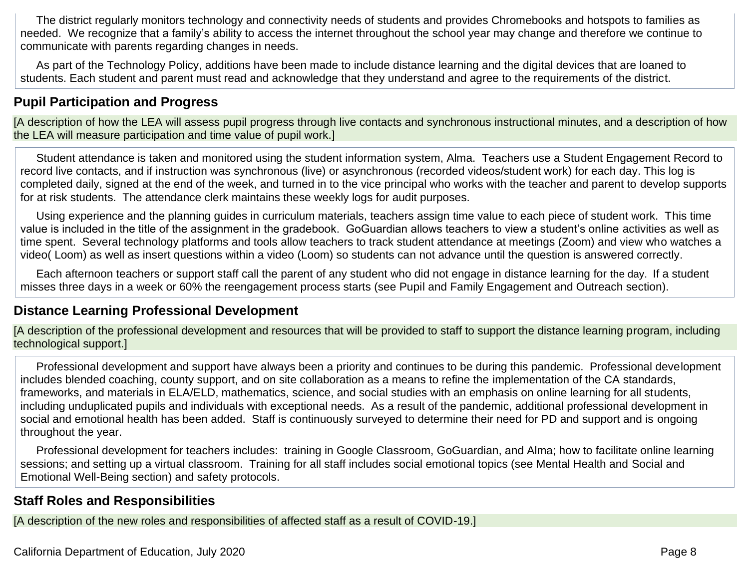The district regularly monitors technology and connectivity needs of students and provides Chromebooks and hotspots to families as needed. We recognize that a family's ability to access the internet throughout the school year may change and therefore we continue to communicate with parents regarding changes in needs.

As part of the Technology Policy, additions have been made to include distance learning and the digital devices that are loaned to students. Each student and parent must read and acknowledge that they understand and agree to the requirements of the district.

## Pupil Participation and Progress

[A description of how the LEA will assess pupil progress through live contacts and synchronous instructional minutes, and a description of how the LEA will measure participation and time value of pupil work.]

Student attendance is taken and monitored using the student information system, Alma. Teachers use a Student Engagement Record to record live contacts, and if instruction was synchronous (live) or asynchronous (recorded videos/student work) for each day. This log is completed daily, signed at the end of the week, and turned in to the vice principal who works with the teacher and parent to develop supports for at risk students. The attendance clerk maintains these weekly logs for audit purposes.

Using experience and the planning guides in curriculum materials, teachers assign time value to each piece of student work. This time value is included in the title of the assignment in the gradebook. GoGuardian allows teachers to view a student's online activities as well as time spent. Several technology platforms and tools allow teachers to track student attendance at meetings (Zoom) and view who watches a video( Loom) as well as insert questions within a video (Loom) so students can not advance until the question is answered correctly.

Each afternoon teachers or support staff call the parent of any student who did not engage in distance learning for the day. If a student misses three days in a week or 60% the reengagement process starts (see Pupil and Family Engagement and Outreach section).

## Distance Learning Professional Development

[A description of the professional development and resources that will be provided to staff to support the distance learning program, including technological support.]

Professional development and support have always been a priority and continues to be during this pandemic. Professional development includes blended coaching, county support, and on site collaboration as a means to refine the implementation of the CA standards, frameworks, and materials in ELA/ELD, mathematics, science, and social studies with an emphasis on online learning for all students, including unduplicated pupils and individuals with exceptional needs. As a result of the pandemic, additional professional development in social and emotional health has been added. Staff is continuously surveyed to determine their need for PD and support and is ongoing throughout the year.

Professional development for teachers includes: training in Google Classroom, GoGuardian, and Alma; how to facilitate online learning sessions; and setting up a virtual classroom. Training for all staff includes social emotional topics (see Mental Health and Social and Emotional Well-Being section) and safety protocols.

## Staff Roles and Responsibilities

[A description of the new roles and responsibilities of affected staff as a result of COVID-19.]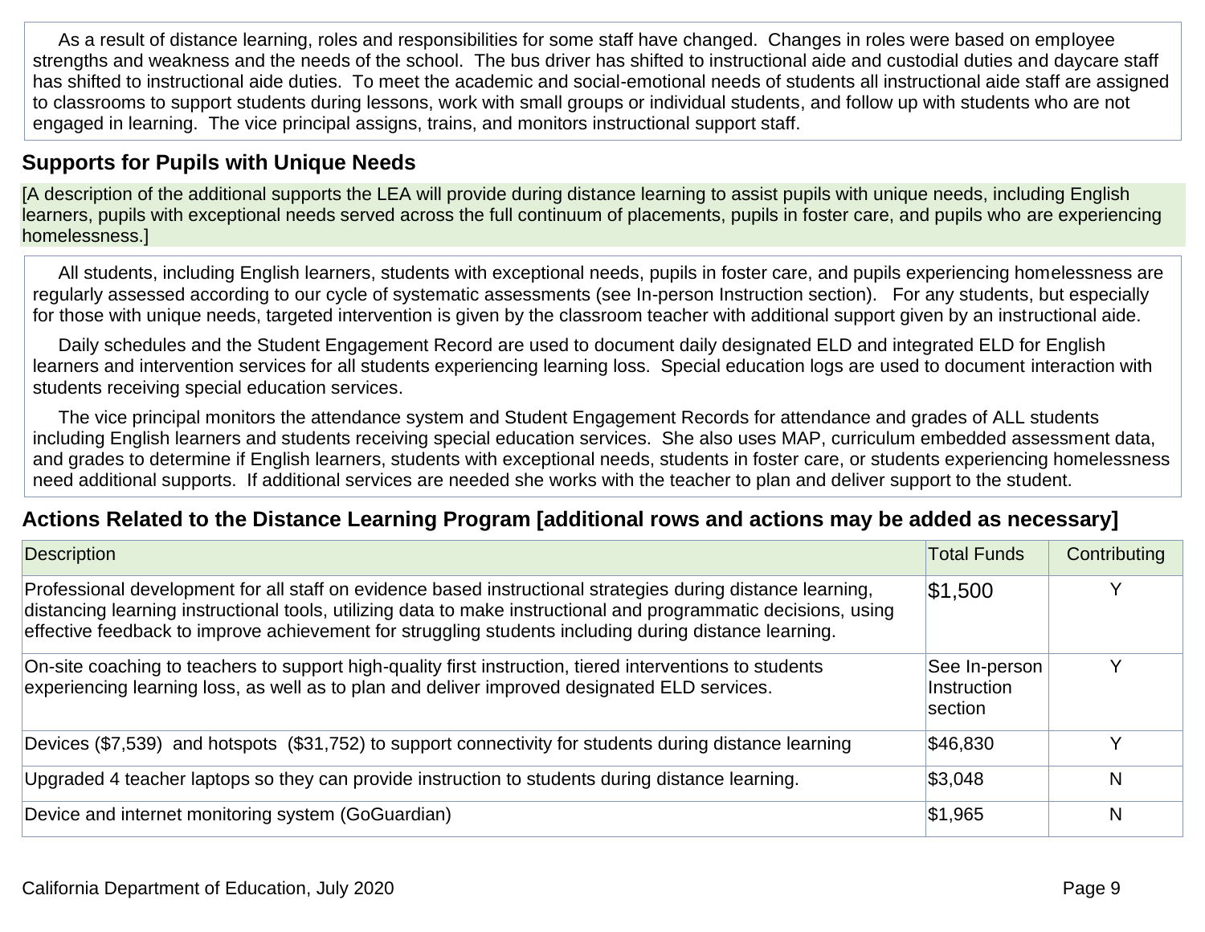As a result of distance learning, roles and responsibilities for some staff have changed. Changes in roles were based on employee strengths and weakness and the needs of the school. The bus driver has shifted to instructional aide and custodial duties and daycare staff has shifted to instructional aide duties. To meet the academic and social-emotional needs of students all instructional aide staff are assigned to classrooms to support students during lessons, work with small groups or individual students, and follow up with students who are not engaged in learning. The vice principal assigns, trains, and monitors instructional support staff.

## Supports for Pupils with Unique Needs

[A description of the additional supports the LEA will provide during distance learning to assist pupils with unique needs, including English learners, pupils with exceptional needs served across the full continuum of placements, pupils in foster care, and pupils who are experiencing homelessness.]

All students, including English learners, students with exceptional needs, pupils in foster care, and pupils experiencing homelessness are regularly assessed according to our cycle of systematic assessments (see In-person Instruction section). For any students, but especially for those with unique needs, targeted intervention is given by the classroom teacher with additional support given by an instructional aide.

Daily schedules and the Student Engagement Record are used to document daily designated ELD and integrated ELD for English learners and intervention services for all students experiencing learning loss. Special education logs are used to document interaction with students receiving special education services.

The vice principal monitors the attendance system and Student Engagement Records for attendance and grades of ALL students including English learners and students receiving special education services. She also uses MAP, curriculum embedded assessment data, and grades to determine if English learners, students with exceptional needs, students in foster care, or students experiencing homelessness need additional supports. If additional services are needed she works with the teacher to plan and deliver support to the student.

## Actions Related to the Distance Learning Program [additional rows and actions may be added as necessary]

| Description | Total Funds | Contributing |
|---|---|---|
| Professional development for all staff on evidence based instructional strategies during distance learning, distancing learning instructional tools, utilizing data to make instructional and programmatic decisions, using effective feedback to improve achievement for struggling students including during distance learning. | $1,500 | Y |
| On-site coaching to teachers to support high-quality first instruction, tiered interventions to students experiencing learning loss, as well as to plan and deliver improved designated ELD services. | See In-person Instruction section | Y |
| Devices ($7,539) and hotspots ($31,752) to support connectivity for students during distance learning | $46,830 | Y |
| Upgraded 4 teacher laptops so they can provide instruction to students during distance learning. | $3,048 | N |
| Device and internet monitoring system (GoGuardian) | $1,965 | N |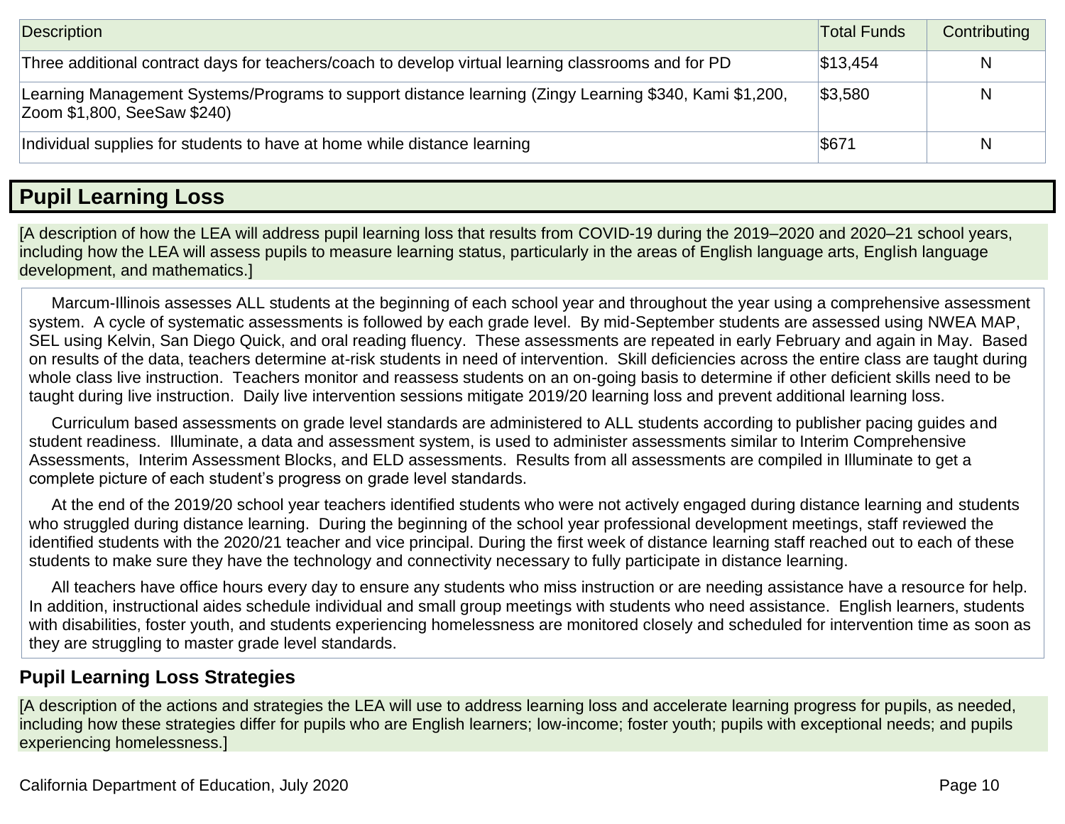| Description | Total Funds | Contributing |
|---|---|---|
| Three additional contract days for teachers/coach to develop virtual learning classrooms and for PD | $13,454 | N |
| Learning Management Systems/Programs to support distance learning (Zingy Learning $340, Kami $1,200, Zoom $1,800, SeeSaw $240) | $3,580 | N |
| Individual supplies for students to have at home while distance learning | $671 | N |

## Pupil Learning Loss

[A description of how the LEA will address pupil learning loss that results from COVID-19 during the 2019–2020 and 2020–21 school years, including how the LEA will assess pupils to measure learning status, particularly in the areas of English language arts, English language development, and mathematics.]

Marcum-Illinois assesses ALL students at the beginning of each school year and throughout the year using a comprehensive assessment system. A cycle of systematic assessments is followed by each grade level. By mid-September students are assessed using NWEA MAP, SEL using Kelvin, San Diego Quick, and oral reading fluency. These assessments are repeated in early February and again in May. Based on results of the data, teachers determine at-risk students in need of intervention. Skill deficiencies across the entire class are taught during whole class live instruction. Teachers monitor and reassess students on an on-going basis to determine if other deficient skills need to be taught during live instruction. Daily live intervention sessions mitigate 2019/20 learning loss and prevent additional learning loss.

Curriculum based assessments on grade level standards are administered to ALL students according to publisher pacing guides and student readiness. Illuminate, a data and assessment system, is used to administer assessments similar to Interim Comprehensive Assessments, Interim Assessment Blocks, and ELD assessments. Results from all assessments are compiled in Illuminate to get a complete picture of each student's progress on grade level standards.

At the end of the 2019/20 school year teachers identified students who were not actively engaged during distance learning and students who struggled during distance learning. During the beginning of the school year professional development meetings, staff reviewed the identified students with the 2020/21 teacher and vice principal. During the first week of distance learning staff reached out to each of these students to make sure they have the technology and connectivity necessary to fully participate in distance learning.

All teachers have office hours every day to ensure any students who miss instruction or are needing assistance have a resource for help. In addition, instructional aides schedule individual and small group meetings with students who need assistance. English learners, students with disabilities, foster youth, and students experiencing homelessness are monitored closely and scheduled for intervention time as soon as they are struggling to master grade level standards.

### Pupil Learning Loss Strategies

[A description of the actions and strategies the LEA will use to address learning loss and accelerate learning progress for pupils, as needed, including how these strategies differ for pupils who are English learners; low-income; foster youth; pupils with exceptional needs; and pupils experiencing homelessness.]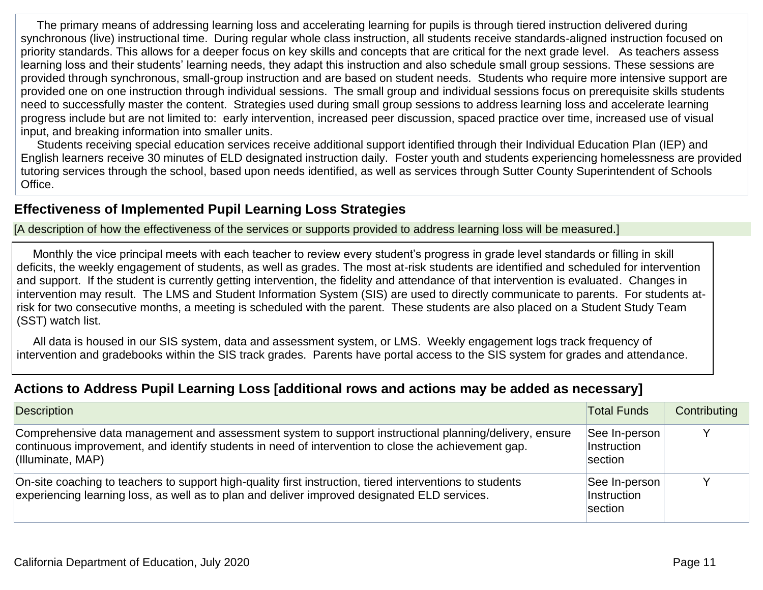The primary means of addressing learning loss and accelerating learning for pupils is through tiered instruction delivered during synchronous (live) instructional time. During regular whole class instruction, all students receive standards-aligned instruction focused on priority standards. This allows for a deeper focus on key skills and concepts that are critical for the next grade level. As teachers assess learning loss and their students' learning needs, they adapt this instruction and also schedule small group sessions. These sessions are provided through synchronous, small-group instruction and are based on student needs. Students who require more intensive support are provided one on one instruction through individual sessions. The small group and individual sessions focus on prerequisite skills students need to successfully master the content. Strategies used during small group sessions to address learning loss and accelerate learning progress include but are not limited to: early intervention, increased peer discussion, spaced practice over time, increased use of visual input, and breaking information into smaller units.

Students receiving special education services receive additional support identified through their Individual Education Plan (IEP) and English learners receive 30 minutes of ELD designated instruction daily. Foster youth and students experiencing homelessness are provided tutoring services through the school, based upon needs identified, as well as services through Sutter County Superintendent of Schools Office.

## Effectiveness of Implemented Pupil Learning Loss Strategies

[A description of how the effectiveness of the services or supports provided to address learning loss will be measured.]

Monthly the vice principal meets with each teacher to review every student's progress in grade level standards or filling in skill deficits, the weekly engagement of students, as well as grades. The most at-risk students are identified and scheduled for intervention and support. If the student is currently getting intervention, the fidelity and attendance of that intervention is evaluated. Changes in intervention may result. The LMS and Student Information System (SIS) are used to directly communicate to parents. For students at-risk for two consecutive months, a meeting is scheduled with the parent. These students are also placed on a Student Study Team (SST) watch list.

All data is housed in our SIS system, data and assessment system, or LMS. Weekly engagement logs track frequency of intervention and gradebooks within the SIS track grades. Parents have portal access to the SIS system for grades and attendance.

## Actions to Address Pupil Learning Loss [additional rows and actions may be added as necessary]

| Description | Total Funds | Contributing |
|---|---|---|
| Comprehensive data management and assessment system to support instructional planning/delivery, ensure continuous improvement, and identify students in need of intervention to close the achievement gap. (Illuminate, MAP) | See In-person Instruction section | Y |
| On-site coaching to teachers to support high-quality first instruction, tiered interventions to students experiencing learning loss, as well as to plan and deliver improved designated ELD services. | See In-person Instruction section | Y |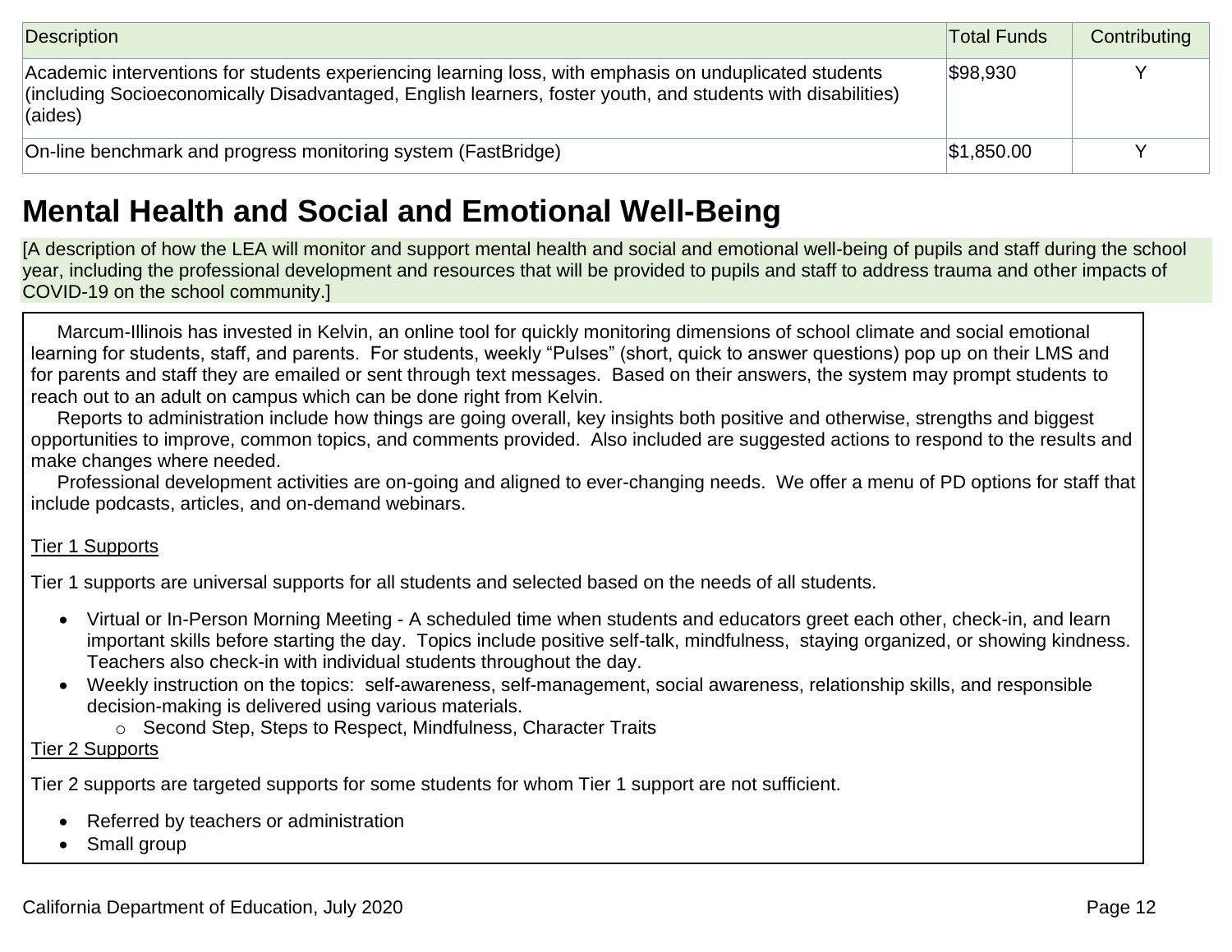| Description | Total Funds | Contributing |
| --- | --- | --- |
| Academic interventions for students experiencing learning loss, with emphasis on unduplicated students (including Socioeconomically Disadvantaged, English learners, foster youth, and students with disabilities) (aides) | $98,930 | Y |
| On-line benchmark and progress monitoring system (FastBridge) | $1,850.00 | Y |

## Mental Health and Social and Emotional Well-Being

[A description of how the LEA will monitor and support mental health and social and emotional well-being of pupils and staff during the school year, including the professional development and resources that will be provided to pupils and staff to address trauma and other impacts of COVID-19 on the school community.]

Marcum-Illinois has invested in Kelvin, an online tool for quickly monitoring dimensions of school climate and social emotional learning for students, staff, and parents. For students, weekly "Pulses" (short, quick to answer questions) pop up on their LMS and for parents and staff they are emailed or sent through text messages. Based on their answers, the system may prompt students to reach out to an adult on campus which can be done right from Kelvin.

Reports to administration include how things are going overall, key insights both positive and otherwise, strengths and biggest opportunities to improve, common topics, and comments provided. Also included are suggested actions to respond to the results and make changes where needed.

Professional development activities are on-going and aligned to ever-changing needs. We offer a menu of PD options for staff that include podcasts, articles, and on-demand webinars.

<u>Tier 1 Supports</u>

Tier 1 supports are universal supports for all students and selected based on the needs of all students.

- Virtual or In-Person Morning Meeting - A scheduled time when students and educators greet each other, check-in, and learn important skills before starting the day. Topics include positive self-talk, mindfulness, staying organized, or showing kindness. Teachers also check-in with individual students throughout the day.
- Weekly instruction on the topics: self-awareness, self-management, social awareness, relationship skills, and responsible decision-making is delivered using various materials.
  - Second Step, Steps to Respect, Mindfulness, Character Traits

<u>Tier 2 Supports</u>

Tier 2 supports are targeted supports for some students for whom Tier 1 support are not sufficient.

- Referred by teachers or administration
- Small group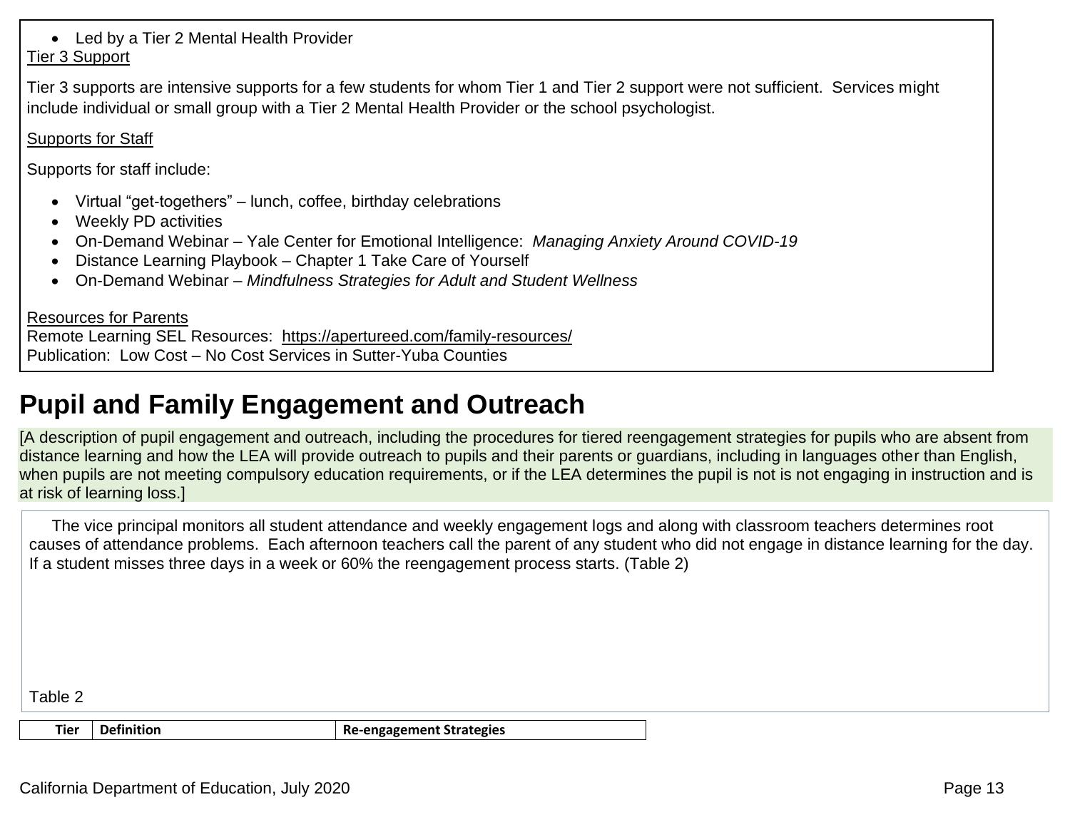- Led by a Tier 2 Mental Health Provider

Tier 3 Support

Tier 3 supports are intensive supports for a few students for whom Tier 1 and Tier 2 support were not sufficient. Services might include individual or small group with a Tier 2 Mental Health Provider or the school psychologist.

Supports for Staff

Supports for staff include:

- Virtual "get-togethers" – lunch, coffee, birthday celebrations
- Weekly PD activities
- On-Demand Webinar – Yale Center for Emotional Intelligence: *Managing Anxiety Around COVID-19*
- Distance Learning Playbook – Chapter 1 Take Care of Yourself
- On-Demand Webinar – *Mindfulness Strategies for Adult and Student Wellness*

Resources for Parents
Remote Learning SEL Resources: https://apertureed.com/family-resources/
Publication: Low Cost – No Cost Services in Sutter-Yuba Counties

# Pupil and Family Engagement and Outreach

[A description of pupil engagement and outreach, including the procedures for tiered reengagement strategies for pupils who are absent from distance learning and how the LEA will provide outreach to pupils and their parents or guardians, including in languages other than English, when pupils are not meeting compulsory education requirements, or if the LEA determines the pupil is not is not engaging in instruction and is at risk of learning loss.]

The vice principal monitors all student attendance and weekly engagement logs and along with classroom teachers determines root causes of attendance problems. Each afternoon teachers call the parent of any student who did not engage in distance learning for the day. If a student misses three days in a week or 60% the reengagement process starts. (Table 2)

Table 2

| Tier | Definition | Re-engagement Strategies |
|---|---|---|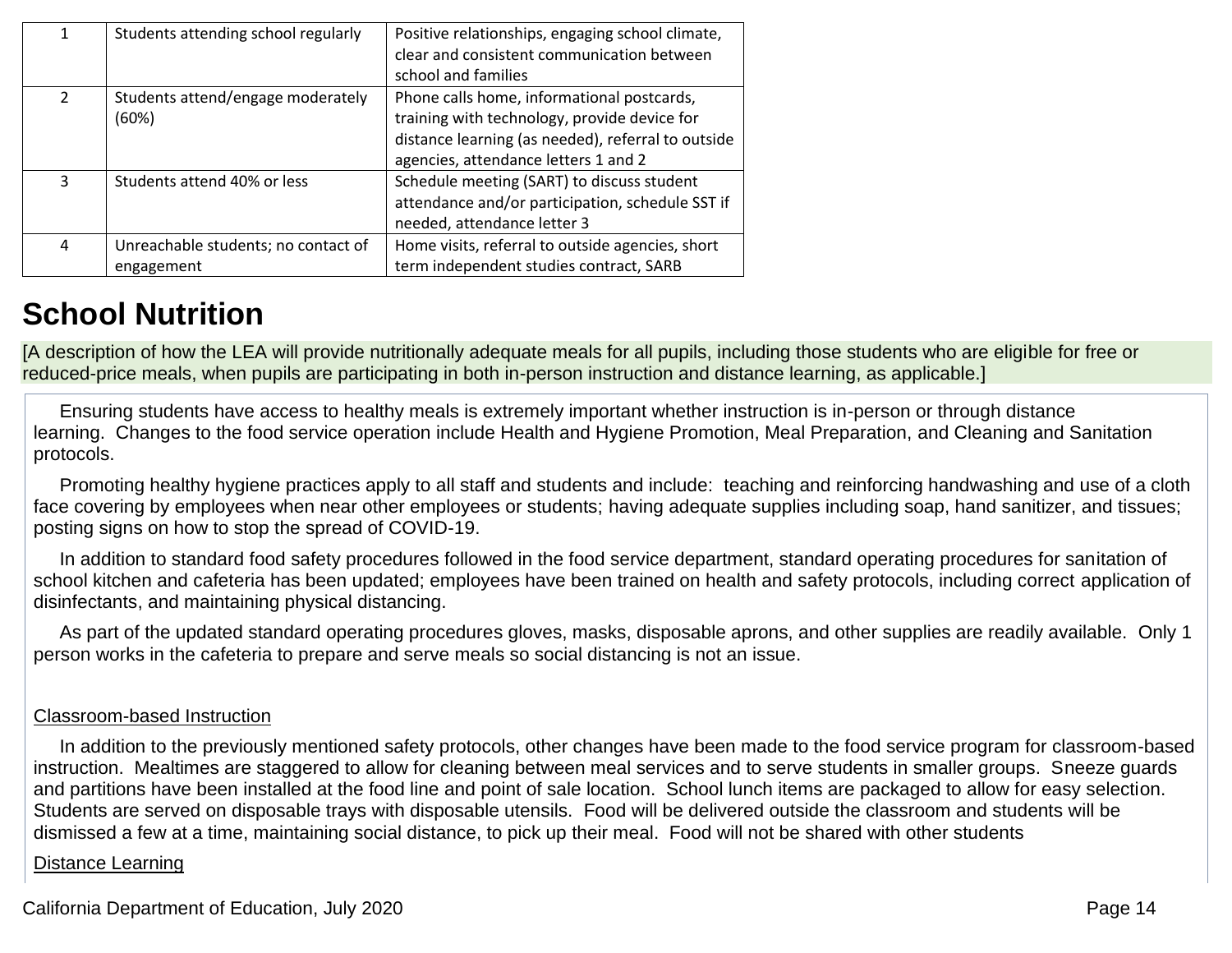| | | |
|---|---|---|
| 1 | Students attending school regularly | Positive relationships, engaging school climate, clear and consistent communication between school and families |
| 2 | Students attend/engage moderately (60%) | Phone calls home, informational postcards, training with technology, provide device for distance learning (as needed), referral to outside agencies, attendance letters 1 and 2 |
| 3 | Students attend 40% or less | Schedule meeting (SART) to discuss student attendance and/or participation, schedule SST if needed, attendance letter 3 |
| 4 | Unreachable students; no contact of engagement | Home visits, referral to outside agencies, short term independent studies contract, SARB |

## School Nutrition

[A description of how the LEA will provide nutritionally adequate meals for all pupils, including those students who are eligible for free or reduced-price meals, when pupils are participating in both in-person instruction and distance learning, as applicable.]

Ensuring students have access to healthy meals is extremely important whether instruction is in-person or through distance learning. Changes to the food service operation include Health and Hygiene Promotion, Meal Preparation, and Cleaning and Sanitation protocols.

Promoting healthy hygiene practices apply to all staff and students and include: teaching and reinforcing handwashing and use of a cloth face covering by employees when near other employees or students; having adequate supplies including soap, hand sanitizer, and tissues; posting signs on how to stop the spread of COVID-19.

In addition to standard food safety procedures followed in the food service department, standard operating procedures for sanitation of school kitchen and cafeteria has been updated; employees have been trained on health and safety protocols, including correct application of disinfectants, and maintaining physical distancing.

As part of the updated standard operating procedures gloves, masks, disposable aprons, and other supplies are readily available. Only 1 person works in the cafeteria to prepare and serve meals so social distancing is not an issue.

Classroom-based Instruction

In addition to the previously mentioned safety protocols, other changes have been made to the food service program for classroom-based instruction. Mealtimes are staggered to allow for cleaning between meal services and to serve students in smaller groups. Sneeze guards and partitions have been installed at the food line and point of sale location. School lunch items are packaged to allow for easy selection. Students are served on disposable trays with disposable utensils. Food will be delivered outside the classroom and students will be dismissed a few at a time, maintaining social distance, to pick up their meal. Food will not be shared with other students

Distance Learning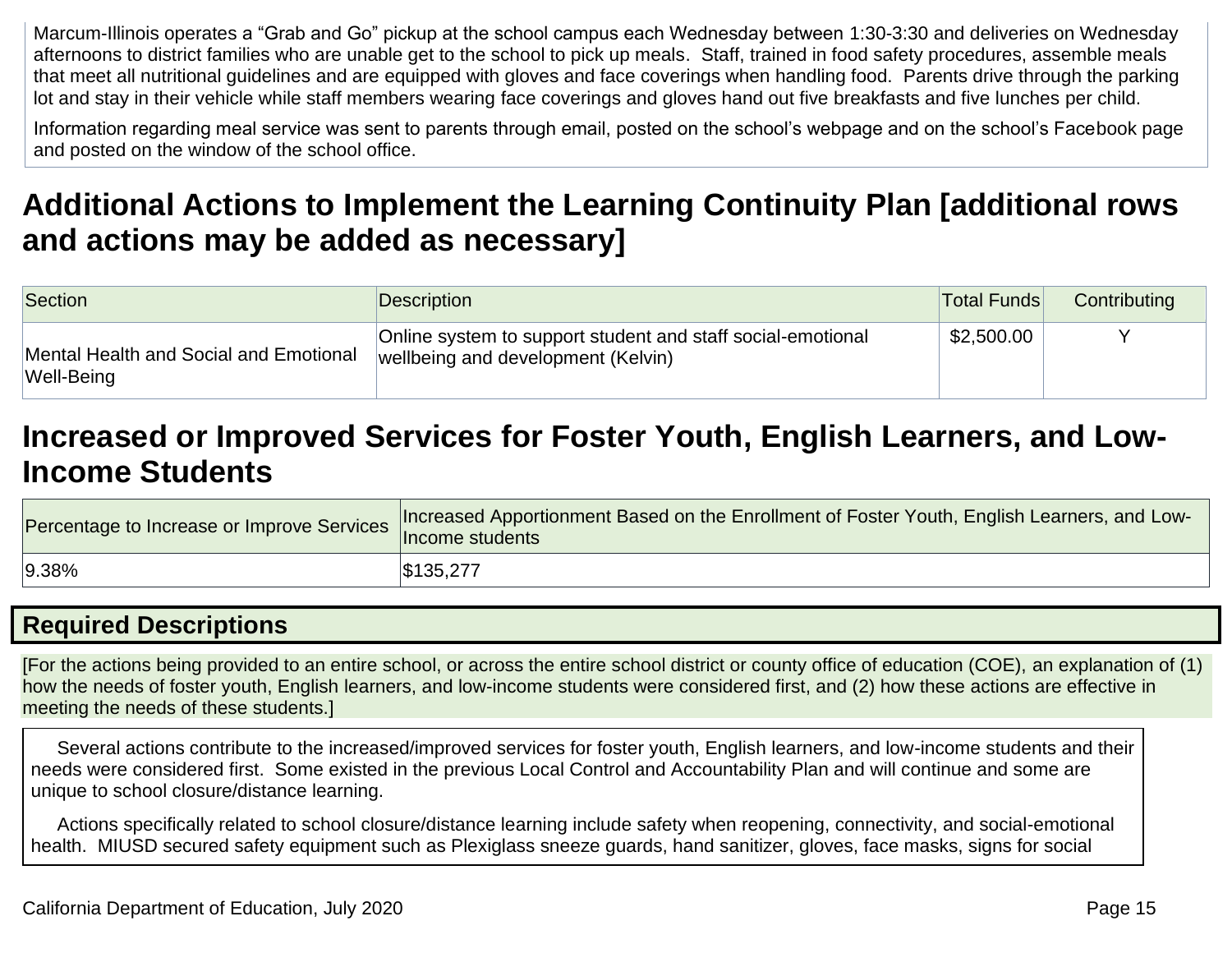Marcum-Illinois operates a “Grab and Go” pickup at the school campus each Wednesday between 1:30-3:30 and deliveries on Wednesday afternoons to district families who are unable get to the school to pick up meals. Staff, trained in food safety procedures, assemble meals that meet all nutritional guidelines and are equipped with gloves and face coverings when handling food. Parents drive through the parking lot and stay in their vehicle while staff members wearing face coverings and gloves hand out five breakfasts and five lunches per child.

Information regarding meal service was sent to parents through email, posted on the school’s webpage and on the school’s Facebook page and posted on the window of the school office.

## Additional Actions to Implement the Learning Continuity Plan [additional rows and actions may be added as necessary]

| Section | Description | Total Funds | Contributing |
|---|---|---|---|
| Mental Health and Social and Emotional Well-Being | Online system to support student and staff social-emotional wellbeing and development (Kelvin) | $2,500.00 | Y |

## Increased or Improved Services for Foster Youth, English Learners, and Low-Income Students

| Percentage to Increase or Improve Services | Increased Apportionment Based on the Enrollment of Foster Youth, English Learners, and Low-Income students |
|---|---|
| 9.38% | $135,277 |

### Required Descriptions

[For the actions being provided to an entire school, or across the entire school district or county office of education (COE), an explanation of (1) how the needs of foster youth, English learners, and low-income students were considered first, and (2) how these actions are effective in meeting the needs of these students.]

Several actions contribute to the increased/improved services for foster youth, English learners, and low-income students and their needs were considered first. Some existed in the previous Local Control and Accountability Plan and will continue and some are unique to school closure/distance learning.

Actions specifically related to school closure/distance learning include safety when reopening, connectivity, and social-emotional health. MIUSD secured safety equipment such as Plexiglass sneeze guards, hand sanitizer, gloves, face masks, signs for social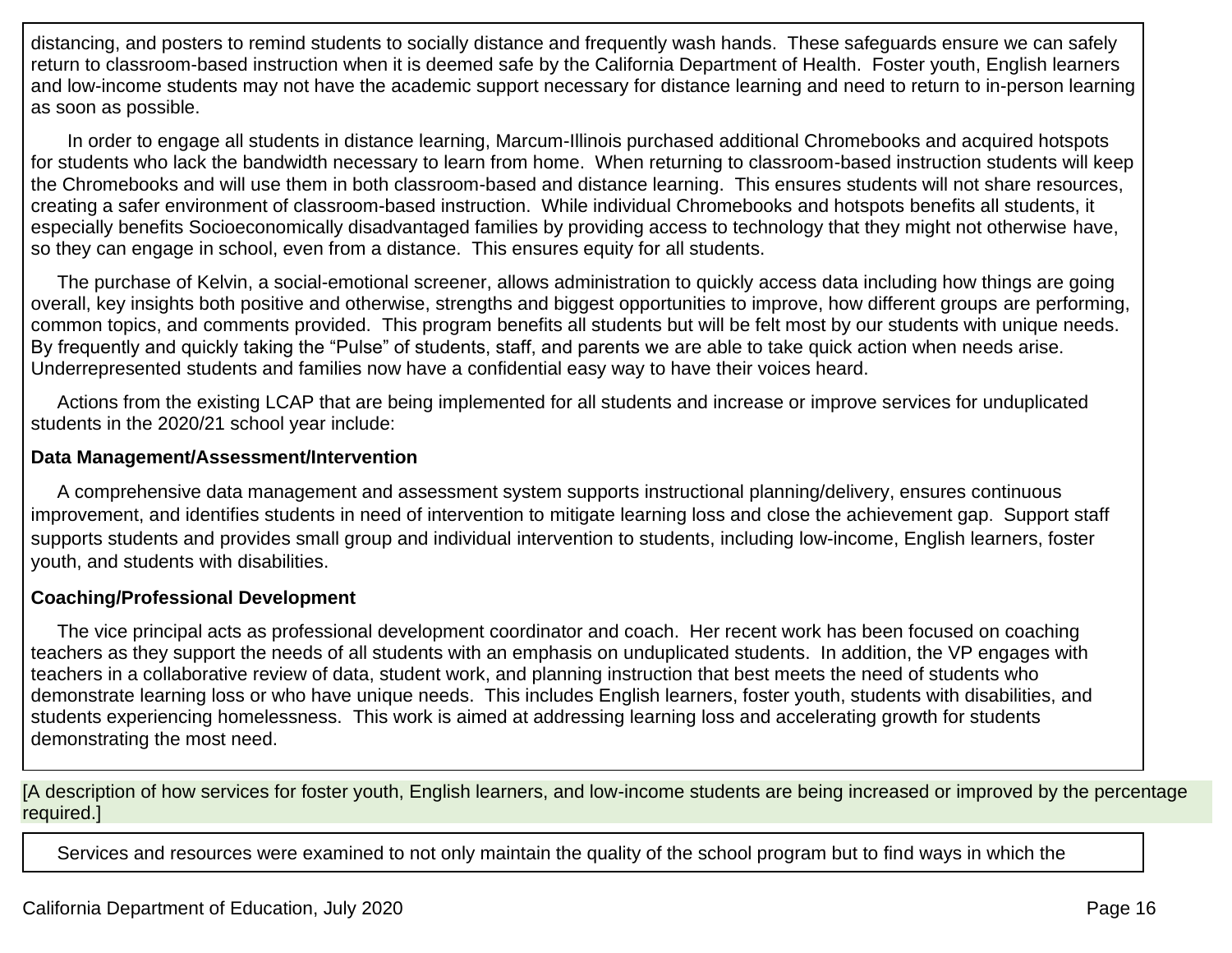distancing, and posters to remind students to socially distance and frequently wash hands. These safeguards ensure we can safely return to classroom-based instruction when it is deemed safe by the California Department of Health. Foster youth, English learners and low-income students may not have the academic support necessary for distance learning and need to return to in-person learning as soon as possible.

In order to engage all students in distance learning, Marcum-Illinois purchased additional Chromebooks and acquired hotspots for students who lack the bandwidth necessary to learn from home. When returning to classroom-based instruction students will keep the Chromebooks and will use them in both classroom-based and distance learning. This ensures students will not share resources, creating a safer environment of classroom-based instruction. While individual Chromebooks and hotspots benefits all students, it especially benefits Socioeconomically disadvantaged families by providing access to technology that they might not otherwise have, so they can engage in school, even from a distance. This ensures equity for all students.

The purchase of Kelvin, a social-emotional screener, allows administration to quickly access data including how things are going overall, key insights both positive and otherwise, strengths and biggest opportunities to improve, how different groups are performing, common topics, and comments provided. This program benefits all students but will be felt most by our students with unique needs. By frequently and quickly taking the "Pulse" of students, staff, and parents we are able to take quick action when needs arise. Underrepresented students and families now have a confidential easy way to have their voices heard.

Actions from the existing LCAP that are being implemented for all students and increase or improve services for unduplicated students in the 2020/21 school year include:

**Data Management/Assessment/Intervention**

A comprehensive data management and assessment system supports instructional planning/delivery, ensures continuous improvement, and identifies students in need of intervention to mitigate learning loss and close the achievement gap. Support staff supports students and provides small group and individual intervention to students, including low-income, English learners, foster youth, and students with disabilities.

**Coaching/Professional Development**

The vice principal acts as professional development coordinator and coach. Her recent work has been focused on coaching teachers as they support the needs of all students with an emphasis on unduplicated students. In addition, the VP engages with teachers in a collaborative review of data, student work, and planning instruction that best meets the need of students who demonstrate learning loss or who have unique needs. This includes English learners, foster youth, students with disabilities, and students experiencing homelessness. This work is aimed at addressing learning loss and accelerating growth for students demonstrating the most need.

[A description of how services for foster youth, English learners, and low-income students are being increased or improved by the percentage required.]

Services and resources were examined to not only maintain the quality of the school program but to find ways in which the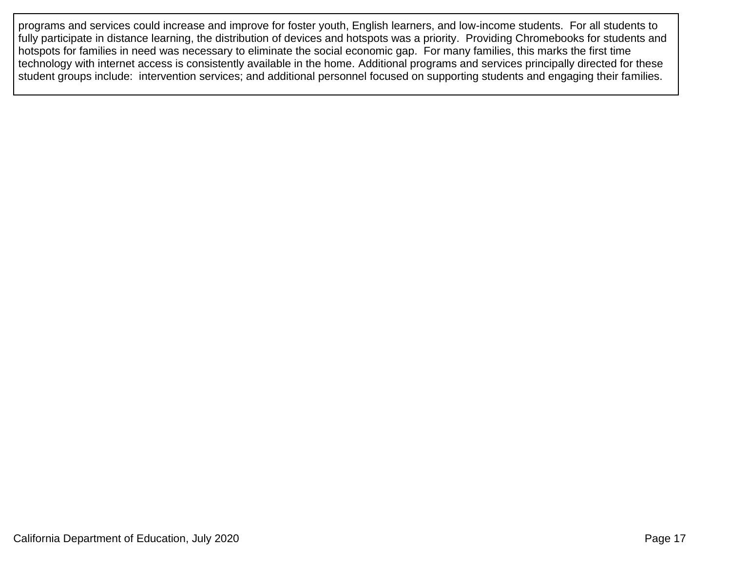programs and services could increase and improve for foster youth, English learners, and low-income students. For all students to fully participate in distance learning, the distribution of devices and hotspots was a priority. Providing Chromebooks for students and hotspots for families in need was necessary to eliminate the social economic gap. For many families, this marks the first time technology with internet access is consistently available in the home. Additional programs and services principally directed for these student groups include: intervention services; and additional personnel focused on supporting students and engaging their families.